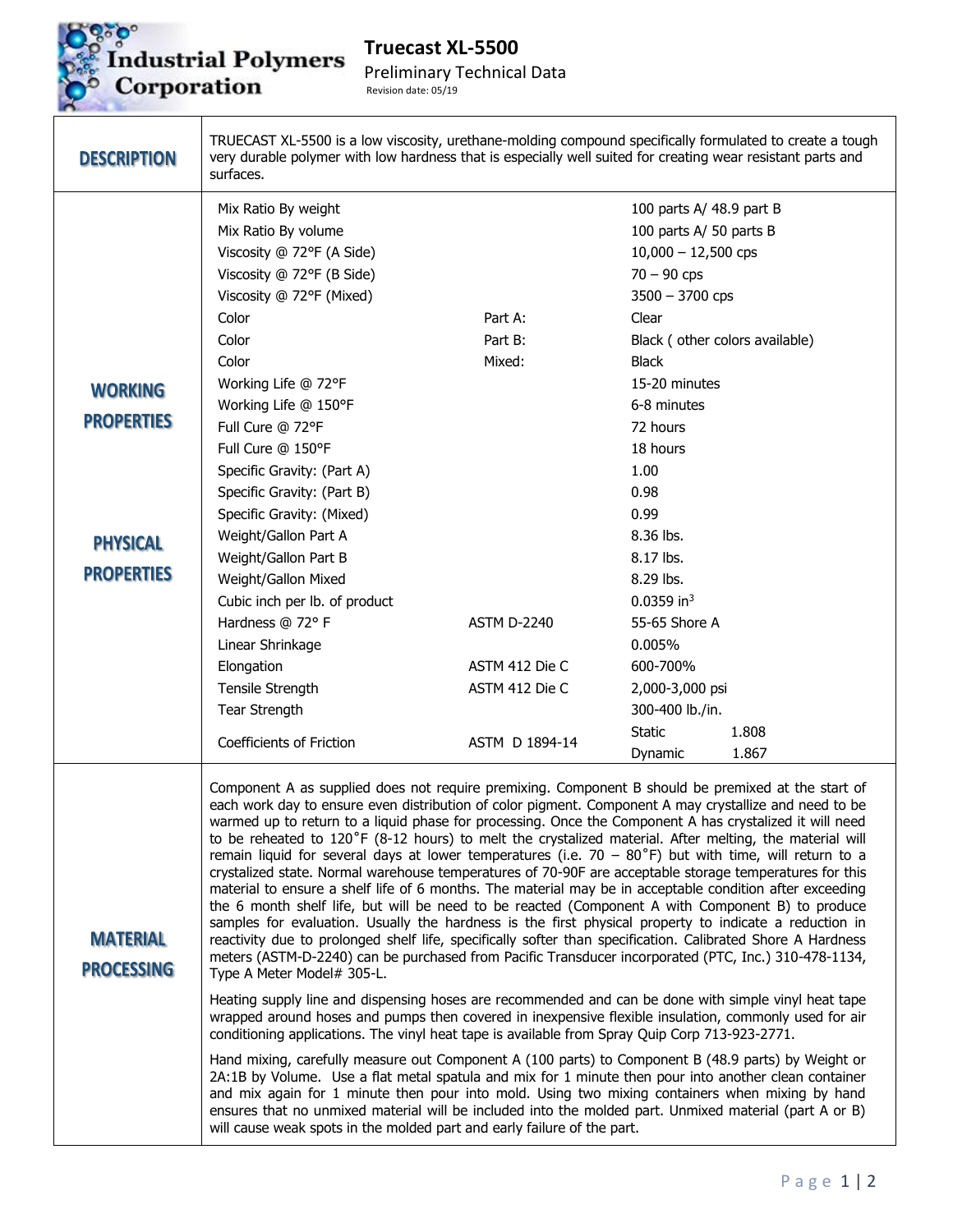# Truecast XL-5500

Preliminary Technical Data

Revision date: 05/19

Industrial Polymers Corporation

## DESCRIPTION

TRUECAST XL-5500 is a low viscosity, urethane-molding compound specifically formulated to create a tough very durable polymer with low hardness that is especially well suited for creating wear resistant parts and surfaces.

## WORKING PROPERTIES / PHYSICAL PROPERTIES

| Property | Method / Part | Value |
| --- | --- | --- |
| Mix Ratio By weight | | 100 parts A/ 48.9 part B |
| Mix Ratio By volume | | 100 parts A/ 50 parts B |
| Viscosity @ 72°F (A Side) | | 10,000 – 12,500 cps |
| Viscosity @ 72°F (B Side) | | 70 – 90 cps |
| Viscosity @ 72°F (Mixed) | | 3500 – 3700 cps |
| Color | Part A: | Clear |
| Color | Part B: | Black ( other colors available) |
| Color | Mixed: | Black |
| Working Life @ 72°F | | 15-20 minutes |
| Working Life @ 150°F | | 6-8 minutes |
| Full Cure @ 72°F | | 72 hours |
| Full Cure @ 150°F | | 18 hours |
| Specific Gravity: (Part A) | | 1.00 |
| Specific Gravity: (Part B) | | 0.98 |
| Specific Gravity: (Mixed) | | 0.99 |
| Weight/Gallon Part A | | 8.36 lbs. |
| Weight/Gallon Part B | | 8.17 lbs. |
| Weight/Gallon Mixed | | 8.29 lbs. |
| Cubic inch per lb. of product | | 0.0359 $in^3$ |
| Hardness @ 72° F | ASTM D-2240 | 55-65 Shore A |
| Linear Shrinkage | | 0.005% |
| Elongation | ASTM 412 Die C | 600-700% |
| Tensile Strength | ASTM 412 Die C | 2,000-3,000 psi |
| Tear Strength | | 300-400 lb./in. |
| Coefficients of Friction | ASTM D 1894-14 | Static 1.808<br>Dynamic 1.867 |

## MATERIAL PROCESSING

Component A as supplied does not require premixing. Component B should be premixed at the start of each work day to ensure even distribution of color pigment. Component A may crystallize and need to be warmed up to return to a liquid phase for processing. Once the Component A has crystalized it will need to be reheated to 120˚F (8-12 hours) to melt the crystalized material. After melting, the material will remain liquid for several days at lower temperatures (i.e. 70 – 80˚F) but with time, will return to a crystalized state. Normal warehouse temperatures of 70-90F are acceptable storage temperatures for this material to ensure a shelf life of 6 months. The material may be in acceptable condition after exceeding the 6 month shelf life, but will be need to be reacted (Component A with Component B) to produce samples for evaluation. Usually the hardness is the first physical property to indicate a reduction in reactivity due to prolonged shelf life, specifically softer than specification. Calibrated Shore A Hardness meters (ASTM-D-2240) can be purchased from Pacific Transducer incorporated (PTC, Inc.) 310-478-1134, Type A Meter Model# 305-L.

Heating supply line and dispensing hoses are recommended and can be done with simple vinyl heat tape wrapped around hoses and pumps then covered in inexpensive flexible insulation, commonly used for air conditioning applications. The vinyl heat tape is available from Spray Quip Corp 713-923-2771.

Hand mixing, carefully measure out Component A (100 parts) to Component B (48.9 parts) by Weight or 2A:1B by Volume. Use a flat metal spatula and mix for 1 minute then pour into another clean container and mix again for 1 minute then pour into mold. Using two mixing containers when mixing by hand ensures that no unmixed material will be included into the molded part. Unmixed material (part A or B) will cause weak spots in the molded part and early failure of the part.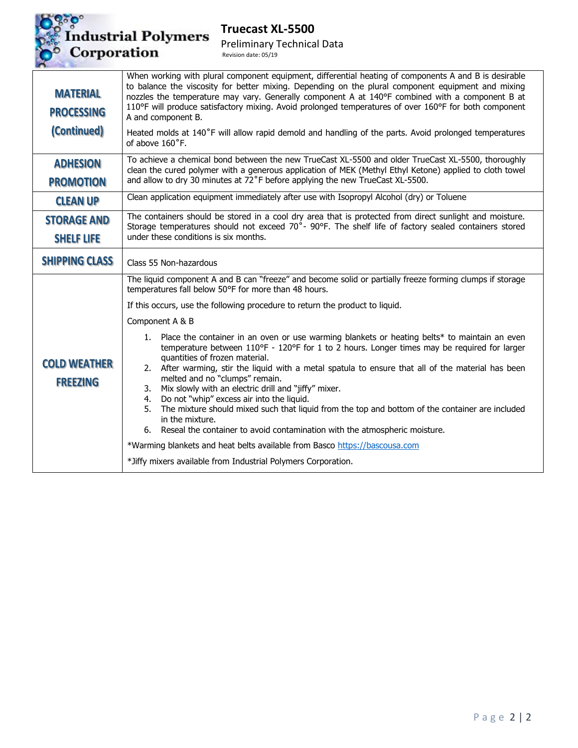# Truecast XL-5500

Preliminary Technical Data

Revision date: 05/19

| | |
|---|---|
| **MATERIAL PROCESSING (Continued)** | When working with plural component equipment, differential heating of components A and B is desirable to balance the viscosity for better mixing. Depending on the plural component equipment and mixing nozzles the temperature may vary. Generally component A at 140°F combined with a component B at 110°F will produce satisfactory mixing. Avoid prolonged temperatures of over 160°F for both component A and component B.<br><br>Heated molds at 140˚F will allow rapid demold and handling of the parts. Avoid prolonged temperatures of above 160˚F. |
| **ADHESION PROMOTION** | To achieve a chemical bond between the new TrueCast XL-5500 and older TrueCast XL-5500, thoroughly clean the cured polymer with a generous application of MEK (Methyl Ethyl Ketone) applied to cloth towel and allow to dry 30 minutes at 72˚F before applying the new TrueCast XL-5500. |
| **CLEAN UP** | Clean application equipment immediately after use with Isopropyl Alcohol (dry) or Toluene |
| **STORAGE AND SHELF LIFE** | The containers should be stored in a cool dry area that is protected from direct sunlight and moisture. Storage temperatures should not exceed 70˚- 90°F. The shelf life of factory sealed containers stored under these conditions is six months. |
| **SHIPPING CLASS** | Class 55 Non-hazardous |
| **COLD WEATHER FREEZING** | The liquid component A and B can "freeze" and become solid or partially freeze forming clumps if storage temperatures fall below 50°F for more than 48 hours.<br><br>If this occurs, use the following procedure to return the product to liquid.<br><br>Component A & B<br><br>1. Place the container in an oven or use warming blankets or heating belts* to maintain an even temperature between 110°F - 120°F for 1 to 2 hours. Longer times may be required for larger quantities of frozen material.<br>2. After warming, stir the liquid with a metal spatula to ensure that all of the material has been melted and no "clumps" remain.<br>3. Mix slowly with an electric drill and "jiffy" mixer.<br>4. Do not "whip" excess air into the liquid.<br>5. The mixture should mixed such that liquid from the top and bottom of the container are included in the mixture.<br>6. Reseal the container to avoid contamination with the atmospheric moisture.<br><br>*Warming blankets and heat belts available from Basco https://bascousa.com<br><br>*Jiffy mixers available from Industrial Polymers Corporation. |